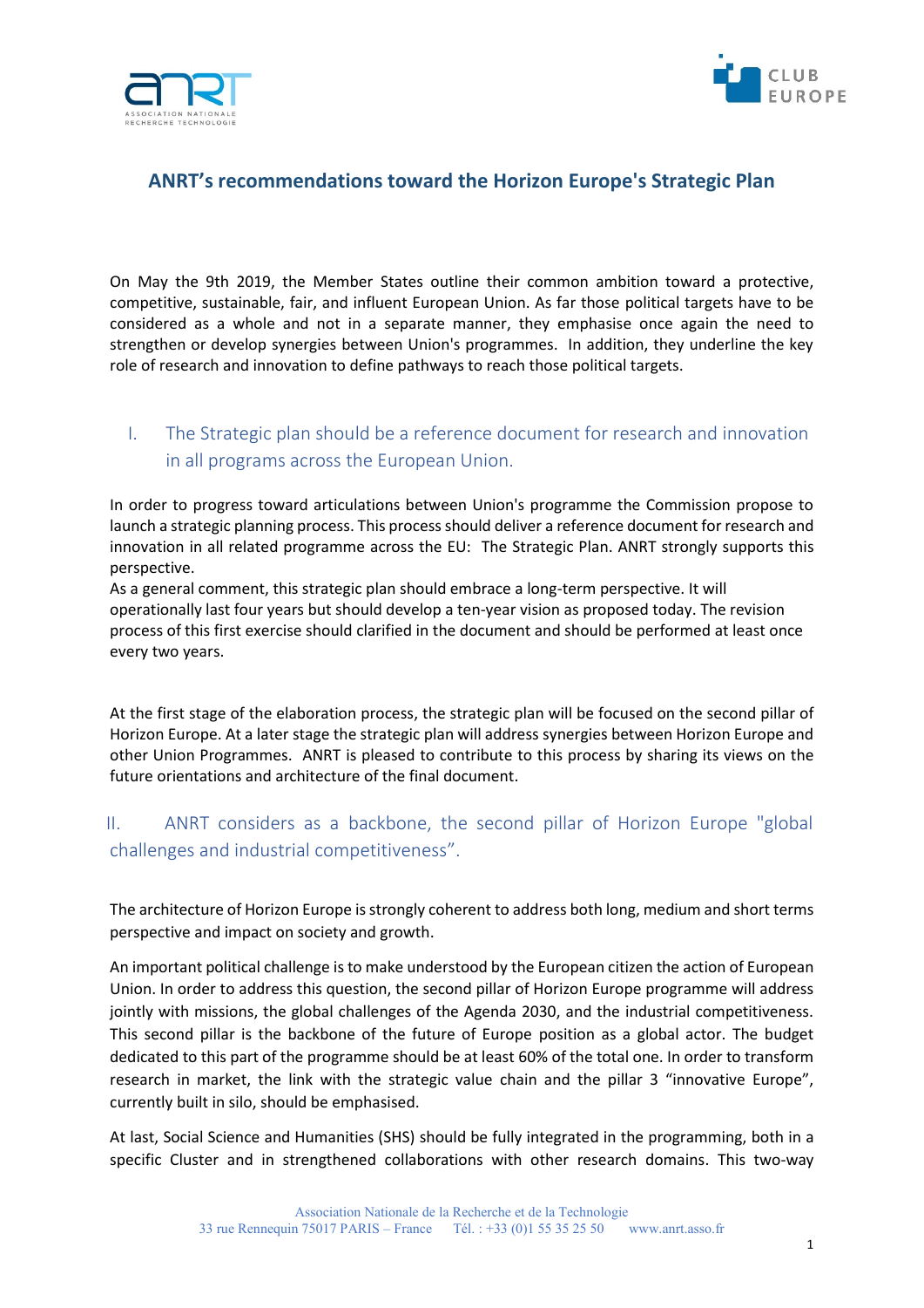# ANRT's recommendations toward the Horizon Europe's Strategic Plan

On May the 9th 2019, the Member States outline their common ambition toward a protective, competitive, sustainable, fair, and influent European Union. As far those political targets have to be considered as a whole and not in a separate manner, they emphasise once again the need to strengthen or develop synergies between Union's programmes. In addition, they underline the key role of research and innovation to define pathways to reach those political targets.

## I. The Strategic plan should be a reference document for research and innovation in all programs across the European Union.

In order to progress toward articulations between Union's programme the Commission propose to launch a strategic planning process. This process should deliver a reference document for research and innovation in all related programme across the EU: The Strategic Plan. ANRT strongly supports this perspective.

As a general comment, this strategic plan should embrace a long-term perspective. It will operationally last four years but should develop a ten-year vision as proposed today. The revision process of this first exercise should clarified in the document and should be performed at least once every two years.

At the first stage of the elaboration process, the strategic plan will be focused on the second pillar of Horizon Europe. At a later stage the strategic plan will address synergies between Horizon Europe and other Union Programmes. ANRT is pleased to contribute to this process by sharing its views on the future orientations and architecture of the final document.

## II. ANRT considers as a backbone, the second pillar of Horizon Europe "global challenges and industrial competitiveness".

The architecture of Horizon Europe is strongly coherent to address both long, medium and short terms perspective and impact on society and growth.

An important political challenge is to make understood by the European citizen the action of European Union. In order to address this question, the second pillar of Horizon Europe programme will address jointly with missions, the global challenges of the Agenda 2030, and the industrial competitiveness. This second pillar is the backbone of the future of Europe position as a global actor. The budget dedicated to this part of the programme should be at least 60% of the total one. In order to transform research in market, the link with the strategic value chain and the pillar 3 "innovative Europe", currently built in silo, should be emphasised.

At last, Social Science and Humanities (SHS) should be fully integrated in the programming, both in a specific Cluster and in strengthened collaborations with other research domains. This two-way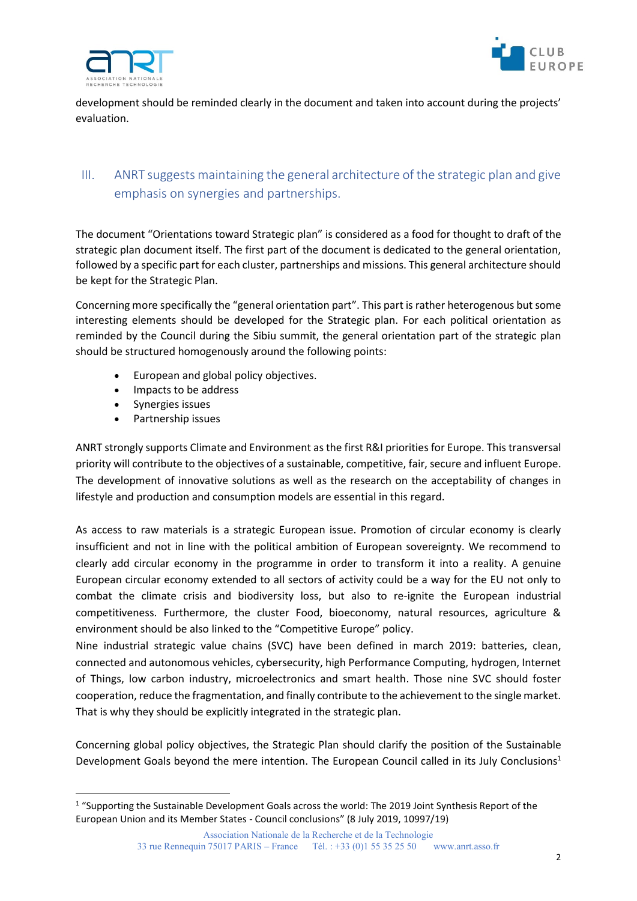development should be reminded clearly in the document and taken into account during the projects' evaluation.

## III. ANRT suggests maintaining the general architecture of the strategic plan and give emphasis on synergies and partnerships.

The document "Orientations toward Strategic plan" is considered as a food for thought to draft of the strategic plan document itself. The first part of the document is dedicated to the general orientation, followed by a specific part for each cluster, partnerships and missions. This general architecture should be kept for the Strategic Plan.

Concerning more specifically the "general orientation part". This part is rather heterogenous but some interesting elements should be developed for the Strategic plan. For each political orientation as reminded by the Council during the Sibiu summit, the general orientation part of the strategic plan should be structured homogenously around the following points:

- European and global policy objectives.
- Impacts to be address
- Synergies issues
- Partnership issues

ANRT strongly supports Climate and Environment as the first R&I priorities for Europe. This transversal priority will contribute to the objectives of a sustainable, competitive, fair, secure and influent Europe. The development of innovative solutions as well as the research on the acceptability of changes in lifestyle and production and consumption models are essential in this regard.

As access to raw materials is a strategic European issue. Promotion of circular economy is clearly insufficient and not in line with the political ambition of European sovereignty. We recommend to clearly add circular economy in the programme in order to transform it into a reality. A genuine European circular economy extended to all sectors of activity could be a way for the EU not only to combat the climate crisis and biodiversity loss, but also to re-ignite the European industrial competitiveness. Furthermore, the cluster Food, bioeconomy, natural resources, agriculture & environment should be also linked to the "Competitive Europe" policy.
Nine industrial strategic value chains (SVC) have been defined in march 2019: batteries, clean, connected and autonomous vehicles, cybersecurity, high Performance Computing, hydrogen, Internet of Things, low carbon industry, microelectronics and smart health. Those nine SVC should foster cooperation, reduce the fragmentation, and finally contribute to the achievement to the single market. That is why they should be explicitly integrated in the strategic plan.

Concerning global policy objectives, the Strategic Plan should clarify the position of the Sustainable Development Goals beyond the mere intention. The European Council called in its July Conclusions[1]

[1] "Supporting the Sustainable Development Goals across the world: The 2019 Joint Synthesis Report of the European Union and its Member States - Council conclusions" (8 July 2019, 10997/19)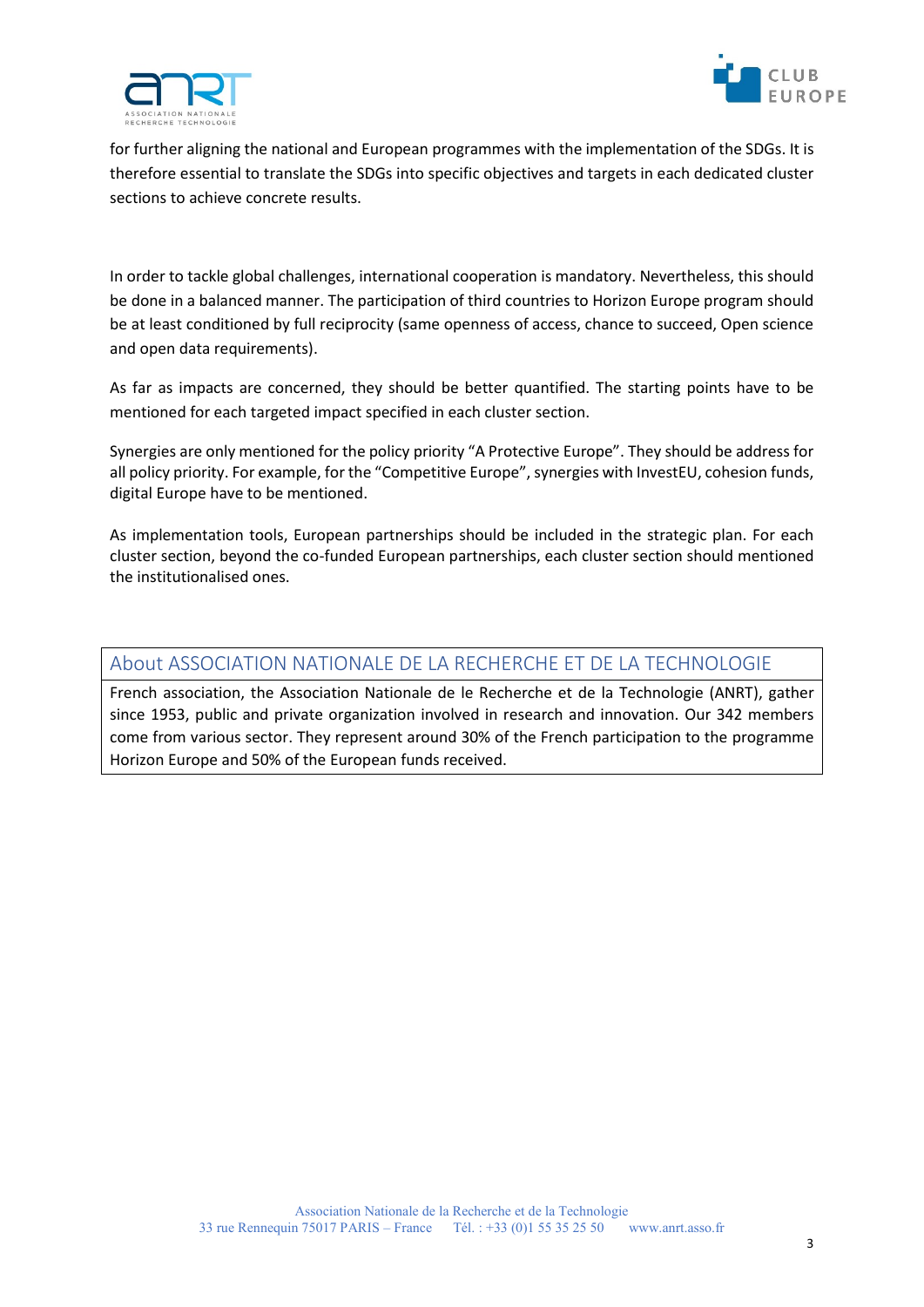for further aligning the national and European programmes with the implementation of the SDGs. It is therefore essential to translate the SDGs into specific objectives and targets in each dedicated cluster sections to achieve concrete results.

In order to tackle global challenges, international cooperation is mandatory. Nevertheless, this should be done in a balanced manner. The participation of third countries to Horizon Europe program should be at least conditioned by full reciprocity (same openness of access, chance to succeed, Open science and open data requirements).

As far as impacts are concerned, they should be better quantified. The starting points have to be mentioned for each targeted impact specified in each cluster section.

Synergies are only mentioned for the policy priority “A Protective Europe”. They should be address for all policy priority. For example, for the “Competitive Europe”, synergies with InvestEU, cohesion funds, digital Europe have to be mentioned.

As implementation tools, European partnerships should be included in the strategic plan. For each cluster section, beyond the co-funded European partnerships, each cluster section should mentioned the institutionalised ones.

## About ASSOCIATION NATIONALE DE LA RECHERCHE ET DE LA TECHNOLOGIE

French association, the Association Nationale de le Recherche et de la Technologie (ANRT), gather since 1953, public and private organization involved in research and innovation. Our 342 members come from various sector. They represent around 30% of the French participation to the programme Horizon Europe and 50% of the European funds received.